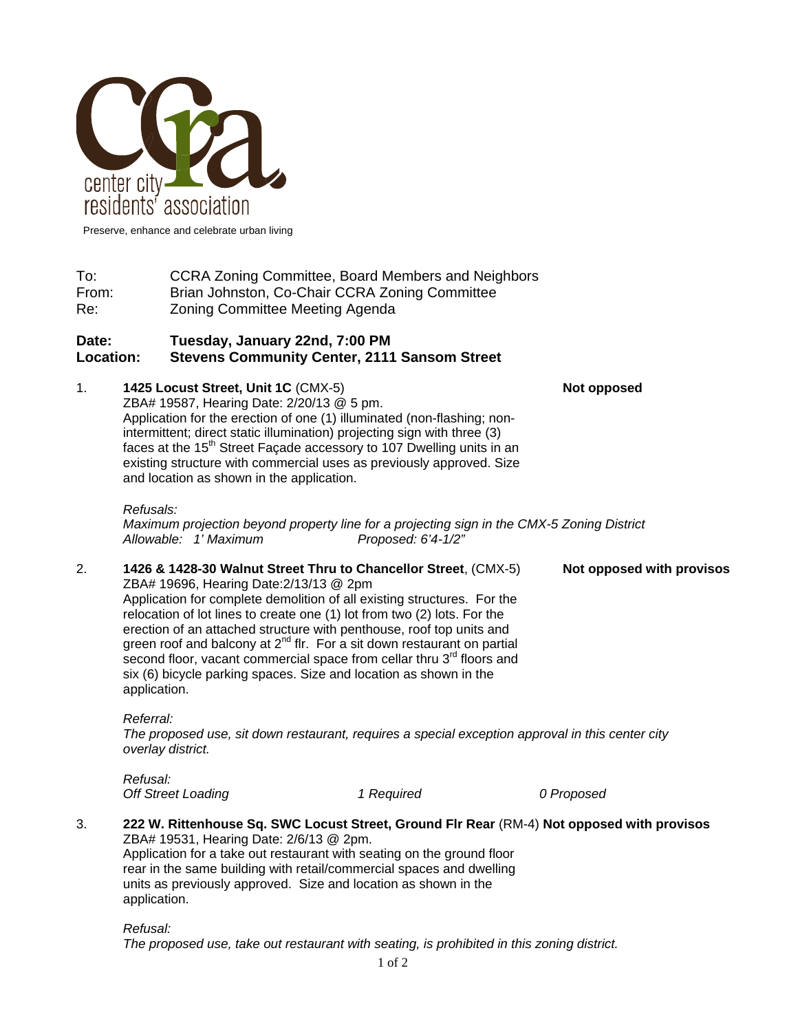center city residents' association

Preserve, enhance and celebrate urban living

To: CCRA Zoning Committee, Board Members and Neighbors
From: Brian Johnston, Co-Chair CCRA Zoning Committee
Re: Zoning Committee Meeting Agenda

**Date: Tuesday, January 22nd, 7:00 PM**
**Location: Stevens Community Center, 2111 Sansom Street**

1. **1425 Locust Street, Unit 1C** (CMX-5) — **Not opposed**

   ZBA# 19587, Hearing Date: 2/20/13 @ 5 pm.
   Application for the erection of one (1) illuminated (non-flashing; non-intermittent; direct static illumination) projecting sign with three (3) faces at the 15th Street Façade accessory to 107 Dwelling units in an existing structure with commercial uses as previously approved. Size and location as shown in the application.

   *Refusals:*
   *Maximum projection beyond property line for a projecting sign in the CMX-5 Zoning District*
   *Allowable: 1' Maximum* *Proposed: 6'4-1/2"*

2. **1426 & 1428-30 Walnut Street Thru to Chancellor Street**, (CMX-5) — **Not opposed with provisos**

   ZBA# 19696, Hearing Date:2/13/13 @ 2pm
   Application for complete demolition of all existing structures. For the relocation of lot lines to create one (1) lot from two (2) lots. For the erection of an attached structure with penthouse, roof top units and green roof and balcony at 2nd flr. For a sit down restaurant on partial second floor, vacant commercial space from cellar thru 3rd floors and six (6) bicycle parking spaces. Size and location as shown in the application.

   *Referral:*
   *The proposed use, sit down restaurant, requires a special exception approval in this center city overlay district.*

   *Refusal:*
   *Off Street Loading* *1 Required* *0 Proposed*

3. **222 W. Rittenhouse Sq. SWC Locust Street, Ground Flr Rear** (RM-4) — **Not opposed with provisos**

   ZBA# 19531, Hearing Date: 2/6/13 @ 2pm.
   Application for a take out restaurant with seating on the ground floor rear in the same building with retail/commercial spaces and dwelling units as previously approved. Size and location as shown in the application.

   *Refusal:*
   *The proposed use, take out restaurant with seating, is prohibited in this zoning district.*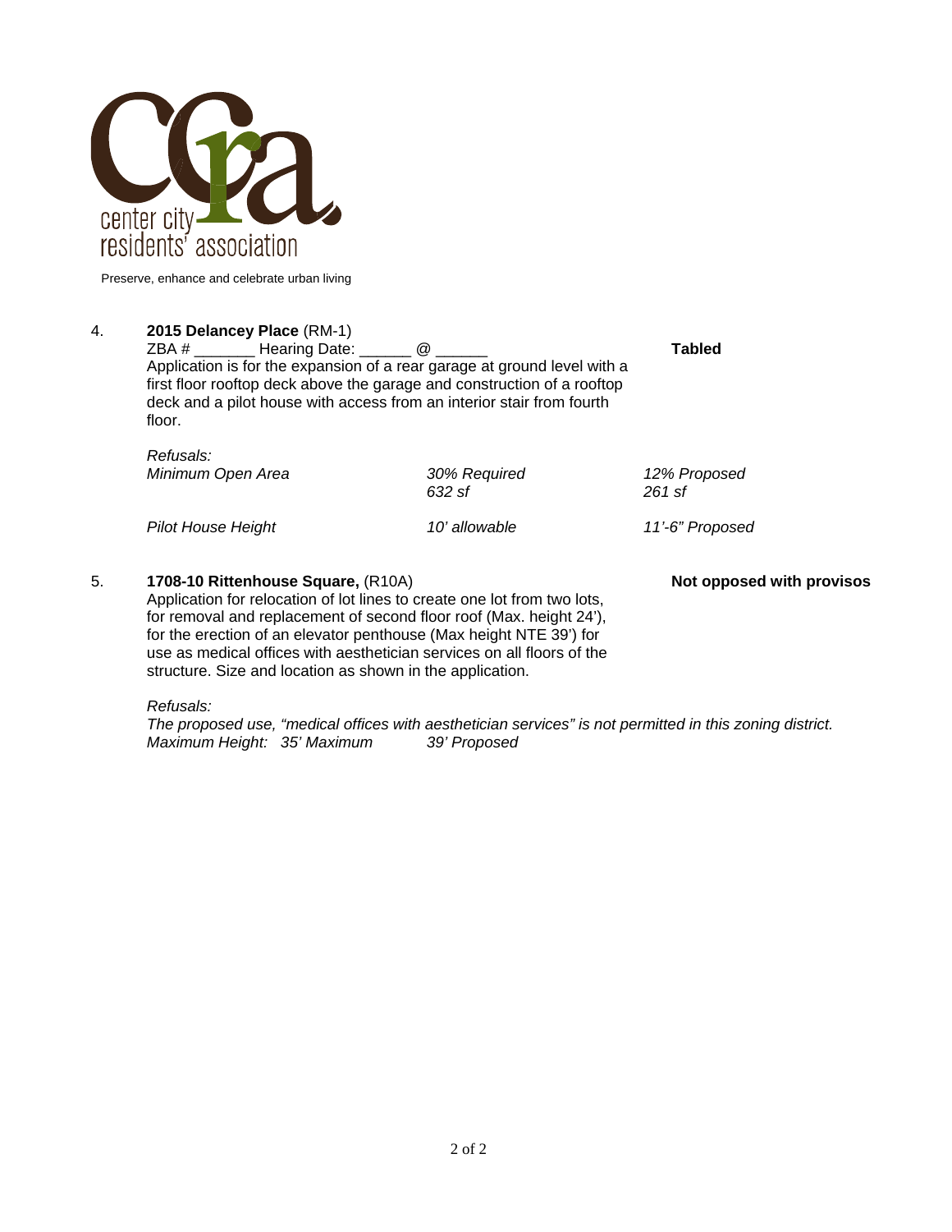center city residents' association

Preserve, enhance and celebrate urban living

4. **2015 Delancey Place** (RM-1)
ZBA # _______ Hearing Date: ______ @ ______ **Tabled**
Application is for the expansion of a rear garage at ground level with a first floor rooftop deck above the garage and construction of a rooftop deck and a pilot house with access from an interior stair from fourth floor.

*Refusals:*

| | | |
|---|---|---|
| *Minimum Open Area* | *30% Required* *632 sf* | *12% Proposed* *261 sf* |
| *Pilot House Height* | *10' allowable* | *11'-6" Proposed* |

5. **1708-10 Rittenhouse Square,** (R10A) **Not opposed with provisos**
Application for relocation of lot lines to create one lot from two lots, for removal and replacement of second floor roof (Max. height 24'), for the erection of an elevator penthouse (Max height NTE 39') for use as medical offices with aesthetician services on all floors of the structure. Size and location as shown in the application.

*Refusals:*
*The proposed use, "medical offices with aesthetician services" is not permitted in this zoning district.*
*Maximum Height: 35' Maximum 39' Proposed*